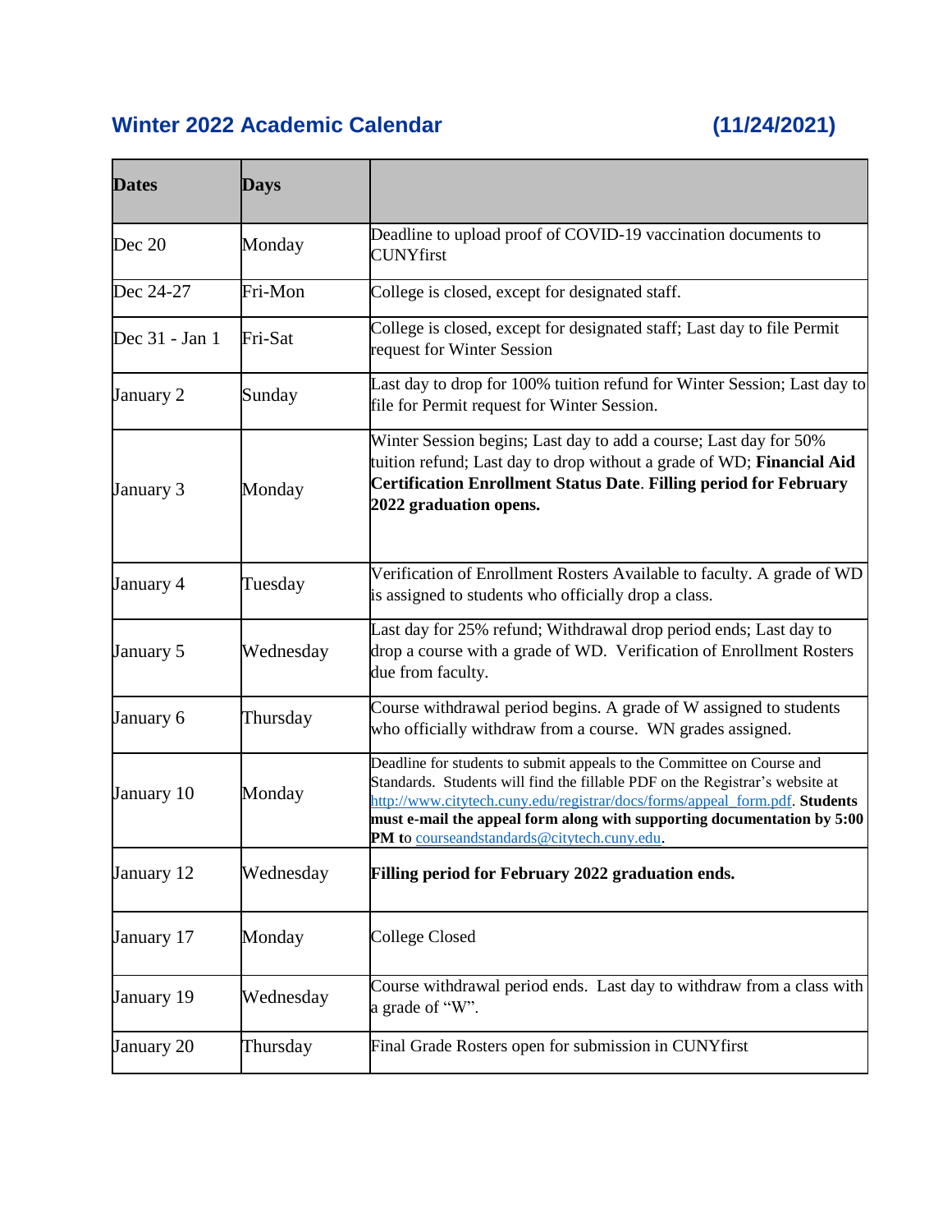## Winter 2022 Academic Calendar (11/24/2021)

| Dates | Days | |
|---|---|---|
| Dec 20 | Monday | Deadline to upload proof of COVID-19 vaccination documents to CUNYfirst |
| Dec 24-27 | Fri-Mon | College is closed, except for designated staff. |
| Dec 31 - Jan 1 | Fri-Sat | College is closed, except for designated staff; Last day to file Permit request for Winter Session |
| January 2 | Sunday | Last day to drop for 100% tuition refund for Winter Session; Last day to file for Permit request for Winter Session. |
| January 3 | Monday | Winter Session begins; Last day to add a course; Last day for 50% tuition refund; Last day to drop without a grade of WD; **Financial Aid Certification Enrollment Status Date**. **Filling period for February 2022 graduation opens.** |
| January 4 | Tuesday | Verification of Enrollment Rosters Available to faculty. A grade of WD is assigned to students who officially drop a class. |
| January 5 | Wednesday | Last day for 25% refund; Withdrawal drop period ends; Last day to drop a course with a grade of WD. Verification of Enrollment Rosters due from faculty. |
| January 6 | Thursday | Course withdrawal period begins. A grade of W assigned to students who officially withdraw from a course. WN grades assigned. |
| January 10 | Monday | Deadline for students to submit appeals to the Committee on Course and Standards. Students will find the fillable PDF on the Registrar's website at http://www.citytech.cuny.edu/registrar/docs/forms/appeal_form.pdf. **Students must e-mail the appeal form along with supporting documentation by 5:00 PM to** courseandstandards@citytech.cuny.edu. |
| January 12 | Wednesday | **Filling period for February 2022 graduation ends.** |
| January 17 | Monday | College Closed |
| January 19 | Wednesday | Course withdrawal period ends. Last day to withdraw from a class with a grade of "W". |
| January 20 | Thursday | Final Grade Rosters open for submission in CUNYfirst |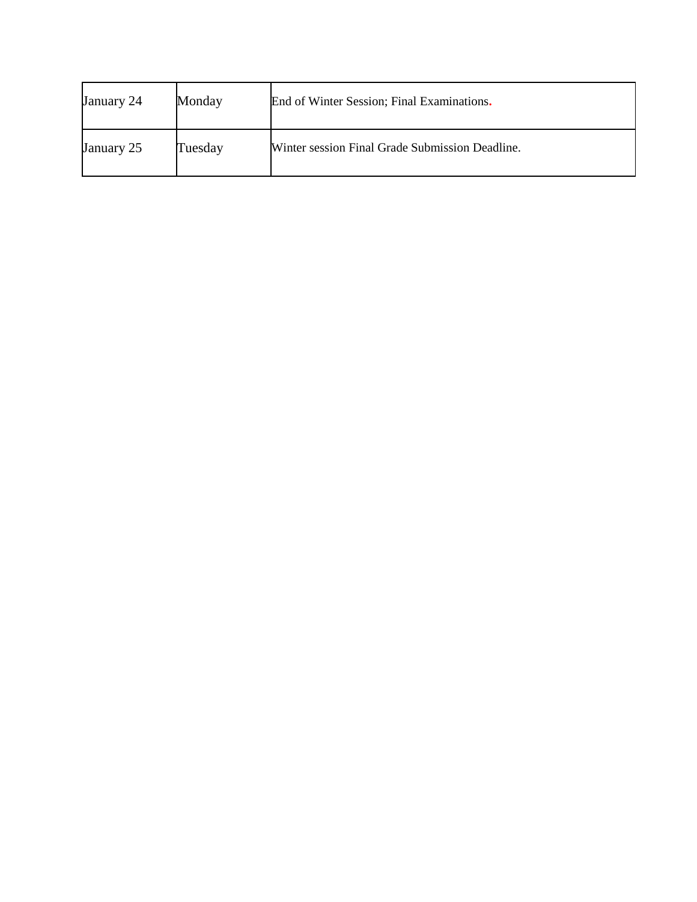| | | |
|---|---|---|
| January 24 | Monday | End of Winter Session; Final Examinations. |
| January 25 | Tuesday | Winter session Final Grade Submission Deadline. |